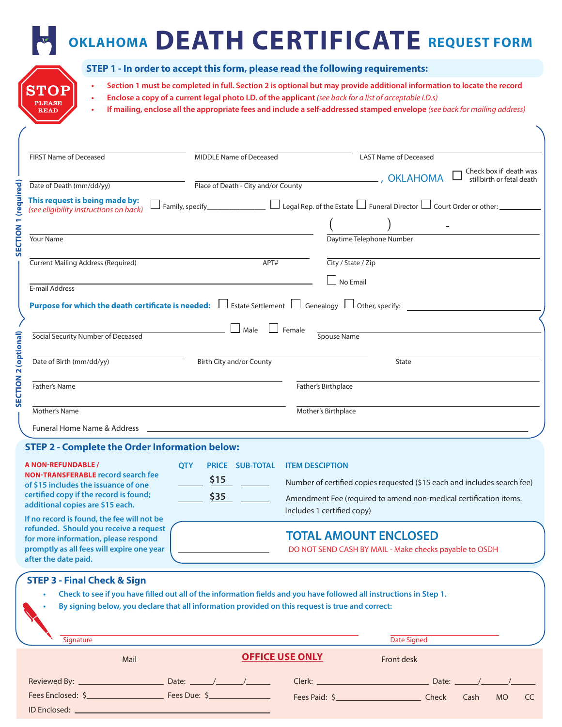# OKLAHOMA DEATH CERTIFICATE REQUEST FORM

**STOP PLEASE READ**

## STEP 1 - In order to accept this form, please read the following requirements:

- **Section 1 must be completed in full. Section 2 is optional but may provide additional information to locate the record**
- **Enclose a copy of a current legal photo I.D. of the applicant** *(see back for a list of acceptable I.D.s)*
- **If mailing, enclose all the appropriate fees and include a self-addressed stamped envelope** *(see back for mailing address)*

### SECTION 1 (required)

FIRST Name of Deceased ____________ MIDDLE Name of Deceased ____________ LAST Name of Deceased ____________

Date of Death (mm/dd/yy) ____________ Place of Death - City and/or County ____________, OKLAHOMA ☐ Check box if death was stillbirth or fetal death

**This request is being made by:** *(see eligibility instructions on back)* ☐ Family, specify____________ ☐ Legal Rep. of the Estate ☐ Funeral Director ☐ Court Order or other: ____________

Your Name ____________ Daytime Telephone Number (      ) -

Current Mailing Address (Required) ____________ APT# ____ City / State / Zip ____________

E-mail Address ____________ ☐ No Email

**Purpose for which the death certificate is needed:** ☐ Estate Settlement ☐ Genealogy ☐ Other, specify: ____________

### SECTION 2 (optional)

Social Security Number of Deceased ____________ ☐ Male ☐ Female Spouse Name ____________

Date of Birth (mm/dd/yy) ____________ Birth City and/or County ____________ State ____________

Father's Name ____________ Father's Birthplace ____________

Mother's Name ____________ Mother's Birthplace ____________

Funeral Home Name & Address ____________

## STEP 2 - Complete the Order Information below:

**A NON-REFUNDABLE / NON-TRANSFERABLE record search fee of $15 includes the issuance of one certified copy if the record is found; additional copies are $15 each.**

**If no record is found, the fee will not be refunded. Should you receive a request for more information, please respond promptly as all fees will expire one year after the date paid.**

| QTY | PRICE | SUB-TOTAL | ITEM DESCIPTION |
|---|---|---|---|
| ____ | $15 | ____ | Number of certified copies requested ($15 each and includes search fee) |
| ____ | $35 | ____ | Amendment Fee (required to amend non-medical certification items. Includes 1 certified copy) |

____________ **TOTAL AMOUNT ENCLOSED**
DO NOT SEND CASH BY MAIL - Make checks payable to OSDH

## STEP 3 - Final Check & Sign

- **Check to see if you have filled out all of the information fields and you have followed all instructions in Step 1.**
- **By signing below, you declare that all information provided on this request is true and correct:**

Signature ____________ Date Signed ____________

### OFFICE USE ONLY

| Mail | | Front desk | |
|---|---|---|---|
| Reviewed By: ____________ | Date: ___/___/___ | Clerk: ____________ | Date: ___/___/___ |
| Fees Enclosed: $____________ | Fees Due: $____________ | Fees Paid: $____________ | Check Cash MO CC |
| ID Enclosed: ____________ | | | |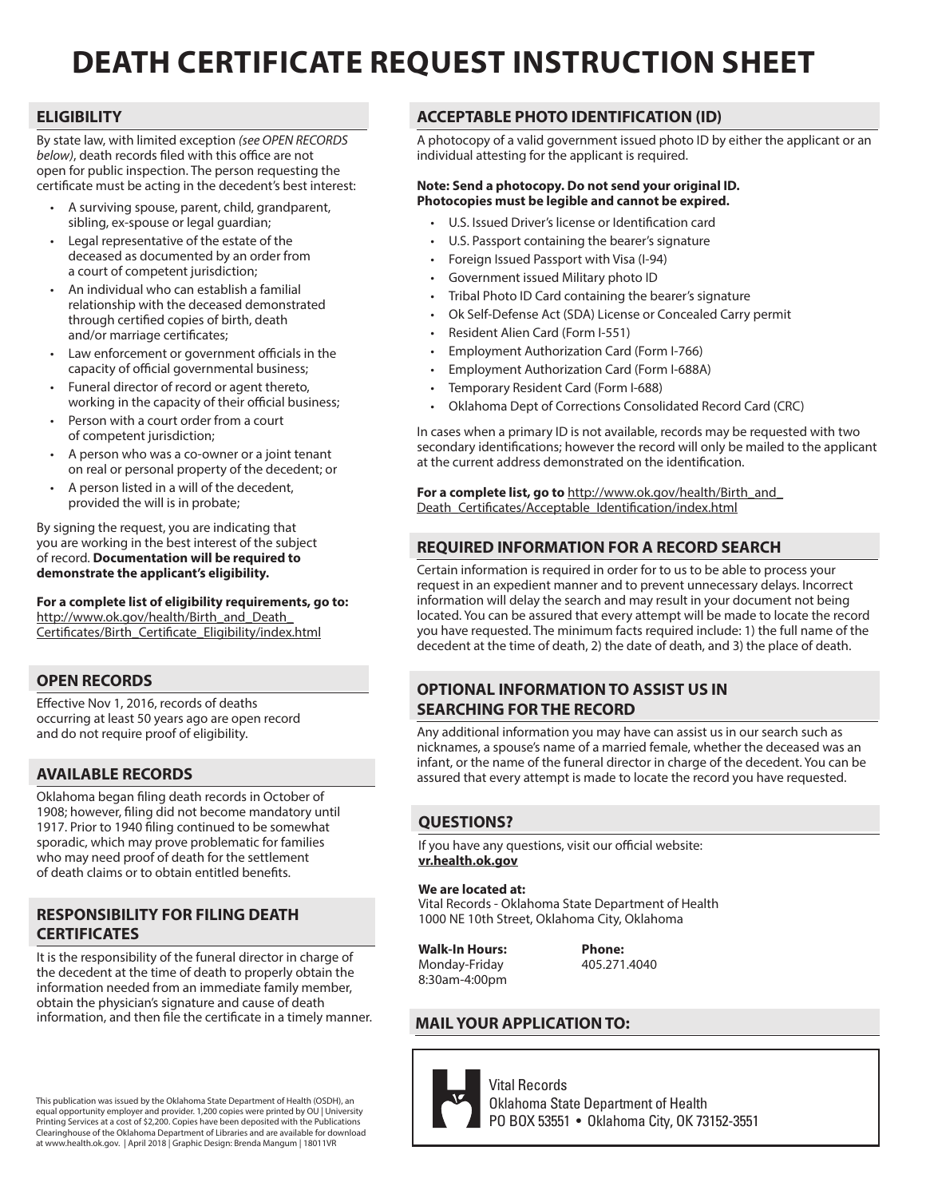# DEATH CERTIFICATE REQUEST INSTRUCTION SHEET

## ELIGIBILITY

By state law, with limited exception *(see OPEN RECORDS below)*, death records filed with this office are not open for public inspection. The person requesting the certificate must be acting in the decedent's best interest:

- A surviving spouse, parent, child, grandparent, sibling, ex-spouse or legal guardian;
- Legal representative of the estate of the deceased as documented by an order from a court of competent jurisdiction;
- An individual who can establish a familial relationship with the deceased demonstrated through certified copies of birth, death and/or marriage certificates;
- Law enforcement or government officials in the capacity of official governmental business;
- Funeral director of record or agent thereto, working in the capacity of their official business;
- Person with a court order from a court of competent jurisdiction;
- A person who was a co-owner or a joint tenant on real or personal property of the decedent; or
- A person listed in a will of the decedent, provided the will is in probate;

By signing the request, you are indicating that you are working in the best interest of the subject of record. **Documentation will be required to demonstrate the applicant's eligibility.**

**For a complete list of eligibility requirements, go to:**
http://www.ok.gov/health/Birth_and_Death_Certificates/Birth_Certificate_Eligibility/index.html

## OPEN RECORDS

Effective Nov 1, 2016, records of deaths occurring at least 50 years ago are open record and do not require proof of eligibility.

## AVAILABLE RECORDS

Oklahoma began filing death records in October of 1908; however, filing did not become mandatory until 1917. Prior to 1940 filing continued to be somewhat sporadic, which may prove problematic for families who may need proof of death for the settlement of death claims or to obtain entitled benefits.

## RESPONSIBILITY FOR FILING DEATH CERTIFICATES

It is the responsibility of the funeral director in charge of the decedent at the time of death to properly obtain the information needed from an immediate family member, obtain the physician's signature and cause of death information, and then file the certificate in a timely manner.

## ACCEPTABLE PHOTO IDENTIFICATION (ID)

A photocopy of a valid government issued photo ID by either the applicant or an individual attesting for the applicant is required.

**Note: Send a photocopy. Do not send your original ID. Photocopies must be legible and cannot be expired.**

- U.S. Issued Driver's license or Identification card
- U.S. Passport containing the bearer's signature
- Foreign Issued Passport with Visa (I-94)
- Government issued Military photo ID
- Tribal Photo ID Card containing the bearer's signature
- Ok Self-Defense Act (SDA) License or Concealed Carry permit
- Resident Alien Card (Form I-551)
- Employment Authorization Card (Form I-766)
- Employment Authorization Card (Form I-688A)
- Temporary Resident Card (Form I-688)
- Oklahoma Dept of Corrections Consolidated Record Card (CRC)

In cases when a primary ID is not available, records may be requested with two secondary identifications; however the record will only be mailed to the applicant at the current address demonstrated on the identification.

**For a complete list, go to** http://www.ok.gov/health/Birth_and_Death_Certificates/Acceptable_Identification/index.html

## REQUIRED INFORMATION FOR A RECORD SEARCH

Certain information is required in order for to us to be able to process your request in an expedient manner and to prevent unnecessary delays. Incorrect information will delay the search and may result in your document not being located. You can be assured that every attempt will be made to locate the record you have requested. The minimum facts required include: 1) the full name of the decedent at the time of death, 2) the date of death, and 3) the place of death.

## OPTIONAL INFORMATION TO ASSIST US IN SEARCHING FOR THE RECORD

Any additional information you may have can assist us in our search such as nicknames, a spouse's name of a married female, whether the deceased was an infant, or the name of the funeral director in charge of the decedent. You can be assured that every attempt is made to locate the record you have requested.

## QUESTIONS?

If you have any questions, visit our official website: **vr.health.ok.gov**

**We are located at:**
Vital Records - Oklahoma State Department of Health
1000 NE 10th Street, Oklahoma City, Oklahoma

**Walk-In Hours:**
Monday-Friday
8:30am-4:00pm

**Phone:**
405.271.4040

## MAIL YOUR APPLICATION TO:

Vital Records
Oklahoma State Department of Health
PO BOX 53551 • Oklahoma City, OK 73152-3551

This publication was issued by the Oklahoma State Department of Health (OSDH), an equal opportunity employer and provider. 1,200 copies were printed by OU | University Printing Services at a cost of $2,200. Copies have been deposited with the Publications Clearinghouse of the Oklahoma Department of Libraries and are available for download at www.health.ok.gov. | April 2018 | Graphic Design: Brenda Mangum | 18011VR